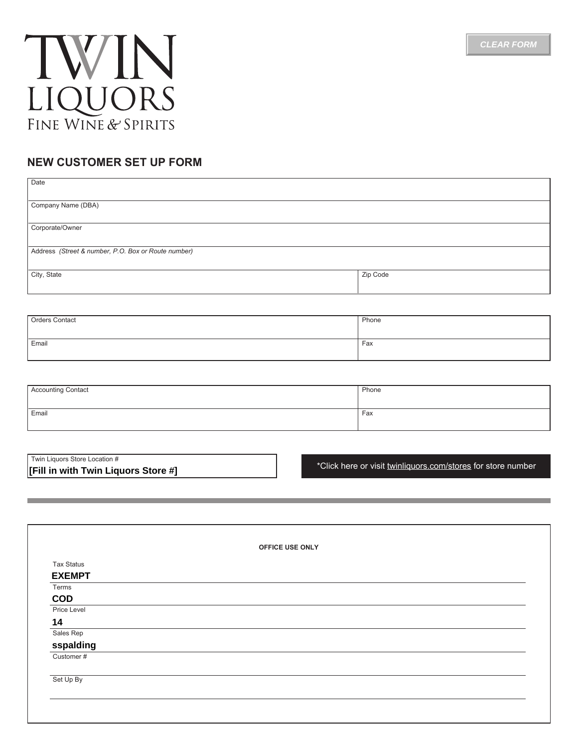TWIN LIQUORS
FINE WINE & SPIRITS

CLEAR FORM

## NEW CUSTOMER SET UP FORM

| Date | |
|---|---|
| Company Name (DBA) | |
| Corporate/Owner | |
| Address *(Street & number, P.O. Box or Route number)* | |
| City, State | Zip Code |

| Orders Contact | Phone |
|---|---|
| Email | Fax |

| Accounting Contact | Phone |
|---|---|
| Email | Fax |

Twin Liquors Store Location #
**[Fill in with Twin Liquors Store #]**

*Click here or visit twinliquors.com/stores for store number

**OFFICE USE ONLY**

Tax Status
**EXEMPT**

Terms
**COD**

Price Level
**14**

Sales Rep
**sspalding**

Customer #

Set Up By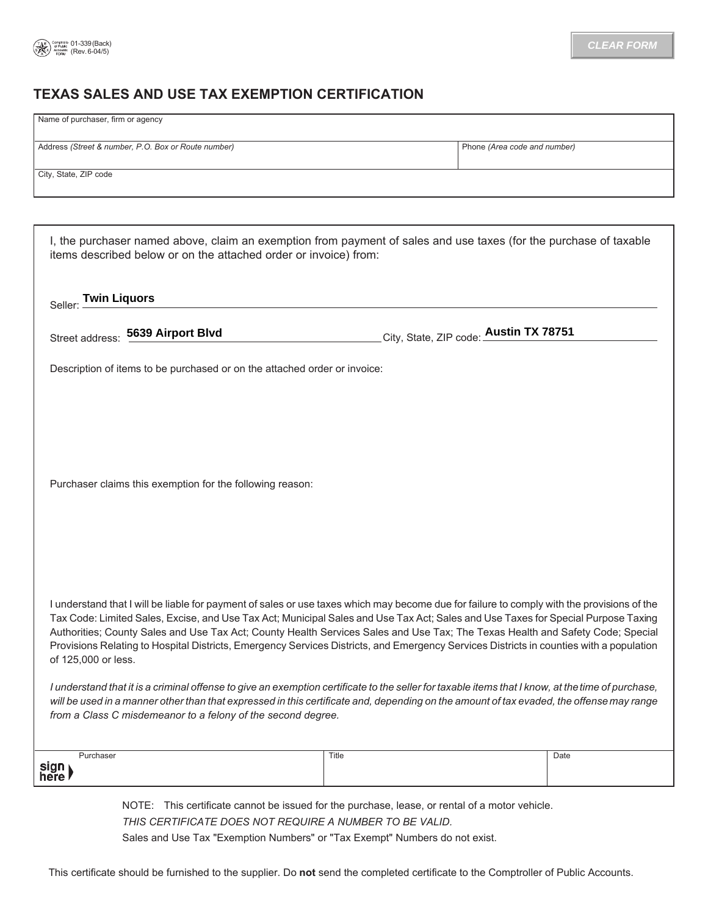01-339 (Back)
(Rev. 6-04/5)

CLEAR FORM

# TEXAS SALES AND USE TAX EXEMPTION CERTIFICATION

| Name of purchaser, firm or agency | |
|---|---|
| Address *(Street & number, P.O. Box or Route number)* | Phone *(Area code and number)* |
| City, State, ZIP code | |

I, the purchaser named above, claim an exemption from payment of sales and use taxes (for the purchase of taxable items described below or on the attached order or invoice) from:

Seller: **Twin Liquors**

Street address: **5639 Airport Blvd** City, State, ZIP code: **Austin TX 78751**

Description of items to be purchased or on the attached order or invoice:

Purchaser claims this exemption for the following reason:

I understand that I will be liable for payment of sales or use taxes which may become due for failure to comply with the provisions of the Tax Code: Limited Sales, Excise, and Use Tax Act; Municipal Sales and Use Tax Act; Sales and Use Taxes for Special Purpose Taxing Authorities; County Sales and Use Tax Act; County Health Services Sales and Use Tax; The Texas Health and Safety Code; Special Provisions Relating to Hospital Districts, Emergency Services Districts, and Emergency Services Districts in counties with a population of 125,000 or less.

*I understand that it is a criminal offense to give an exemption certificate to the seller for taxable items that I know, at the time of purchase, will be used in a manner other than that expressed in this certificate and, depending on the amount of tax evaded, the offense may range from a Class C misdemeanor to a felony of the second degree.*

| sign here ▶ Purchaser | Title | Date |
|---|---|---|
| | | |

NOTE: This certificate cannot be issued for the purchase, lease, or rental of a motor vehicle.

*THIS CERTIFICATE DOES NOT REQUIRE A NUMBER TO BE VALID.*

Sales and Use Tax "Exemption Numbers" or "Tax Exempt" Numbers do not exist.

This certificate should be furnished to the supplier. Do **not** send the completed certificate to the Comptroller of Public Accounts.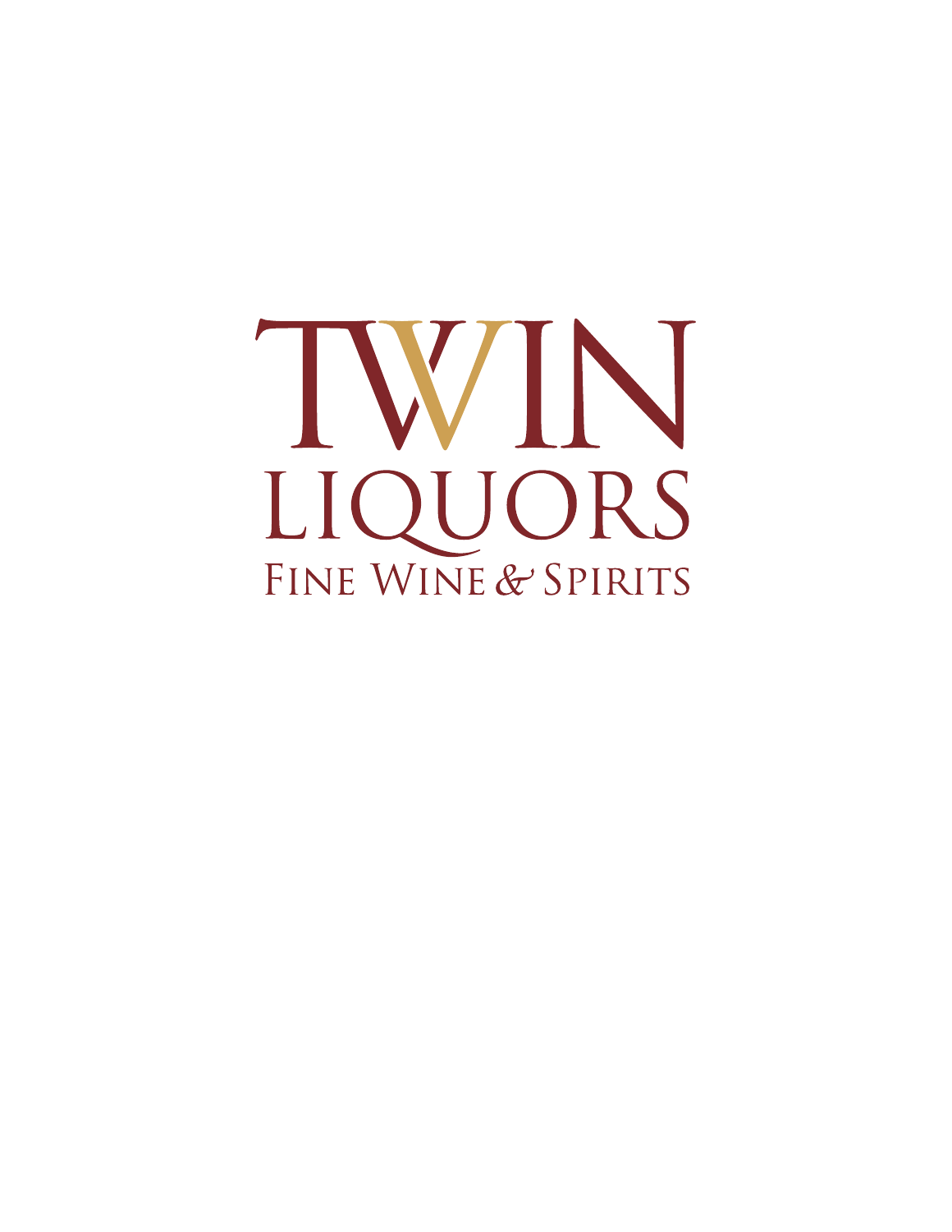TWIN

LIQUORS

FINE WINE & SPIRITS